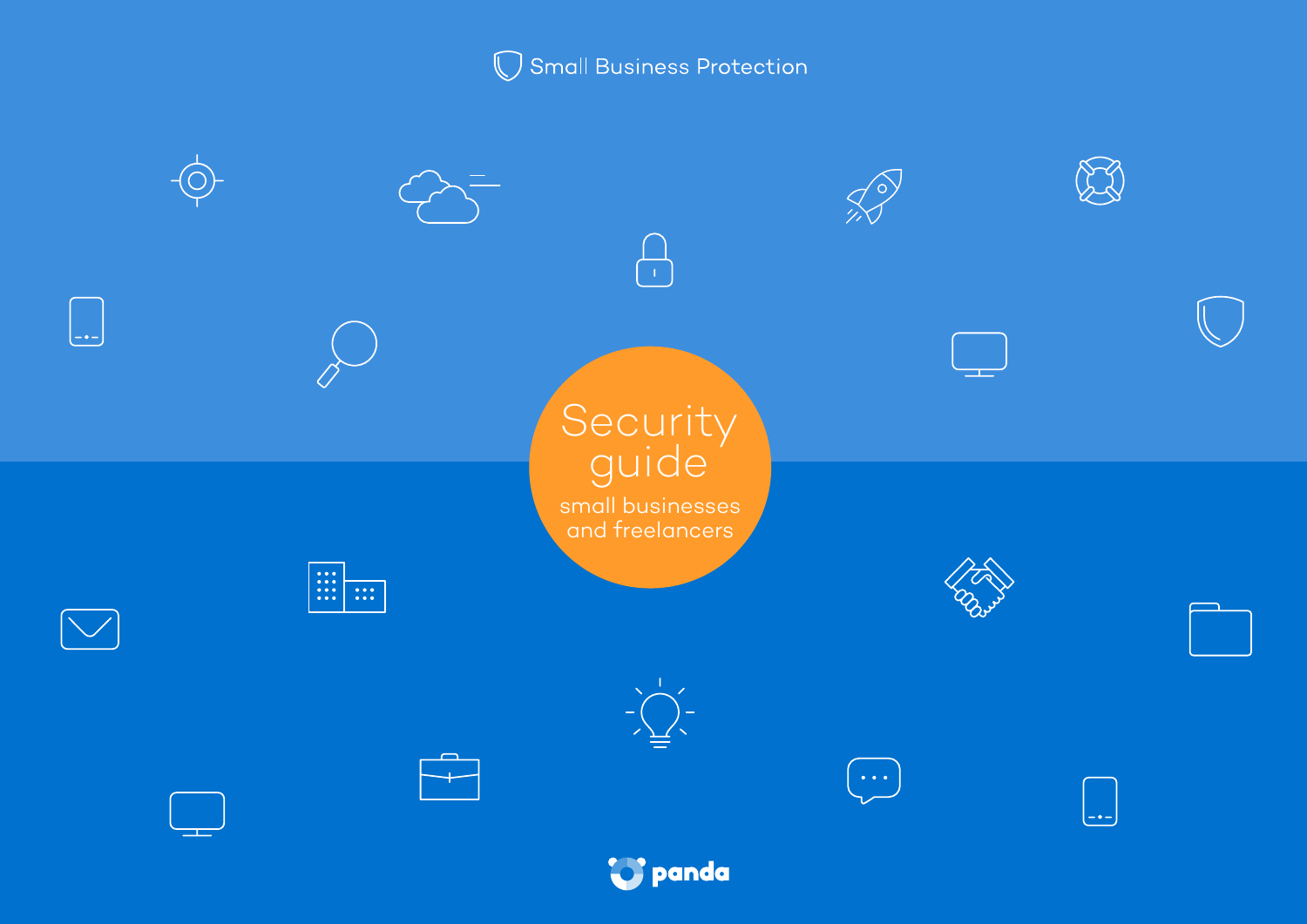Small Business Protection

# Security guide

## small businesses and freelancers

panda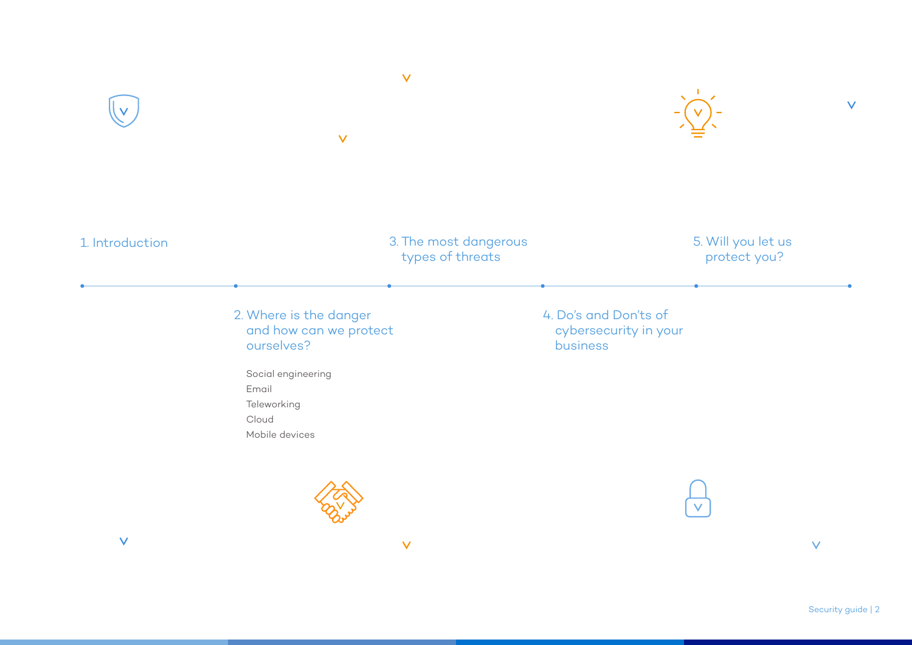1. Introduction

2. Where is the danger and how can we protect ourselves?

- Social engineering
- Email
- Teleworking
- Cloud
- Mobile devices

3. The most dangerous types of threats

4. Do's and Don'ts of cybersecurity in your business

5. Will you let us protect you?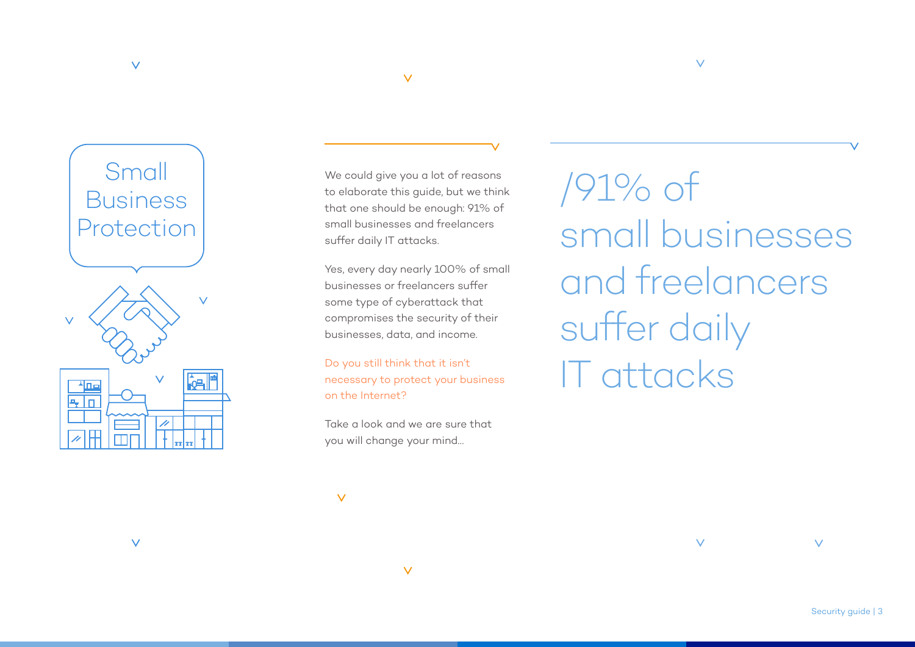# Small Business Protection

We could give you a lot of reasons to elaborate this guide, but we think that one should be enough: 91% of small businesses and freelancers suffer daily IT attacks.

Yes, every day nearly 100% of small businesses or freelancers suffer some type of cyberattack that compromises the security of their businesses, data, and income.

Do you still think that it isn't necessary to protect your business on the Internet?

Take a look and we are sure that you will change your mind...

## /91% of small businesses and freelancers suffer daily IT attacks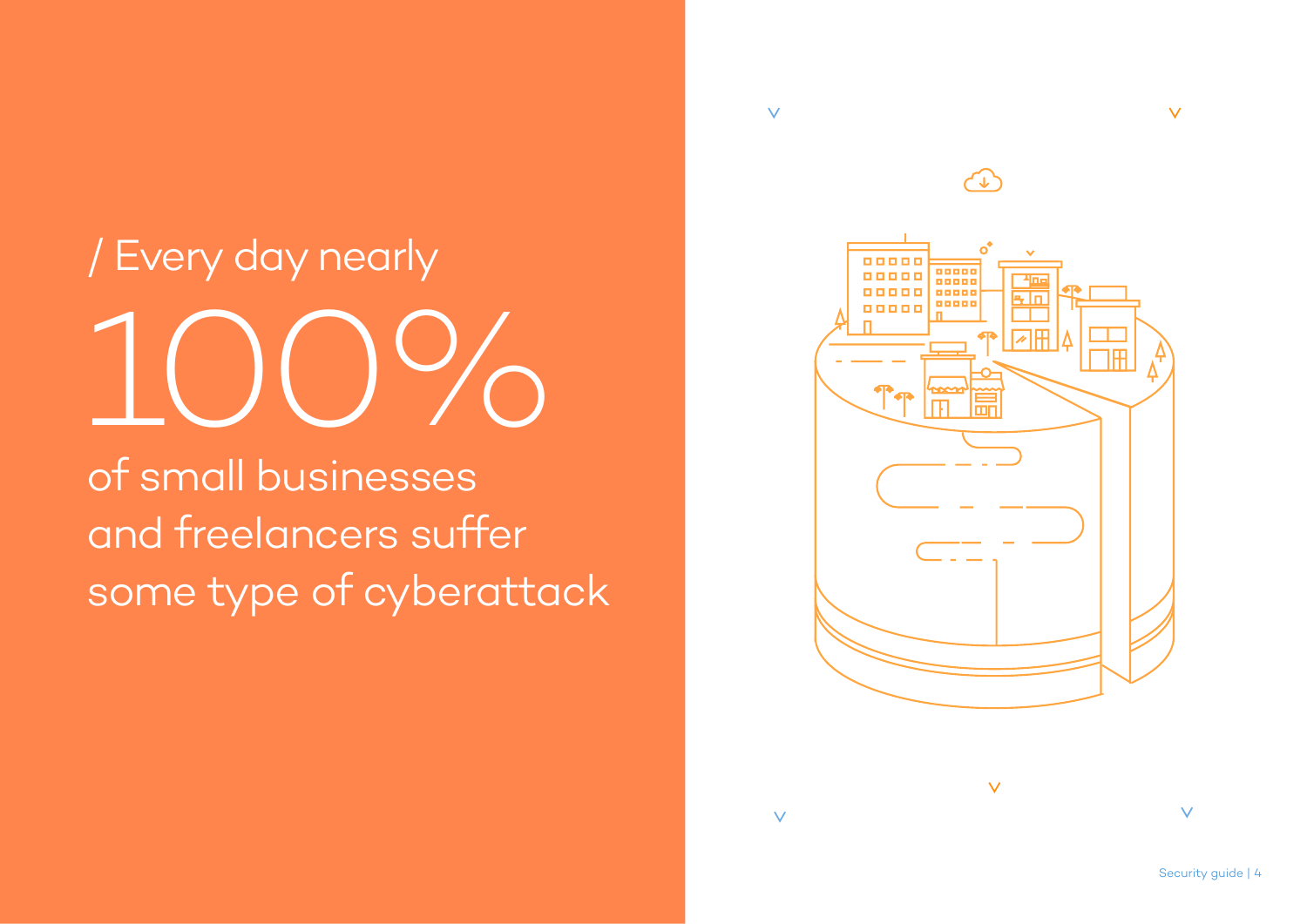/ Every day nearly

# 100%

of small businesses and freelancers suffer some type of cyberattack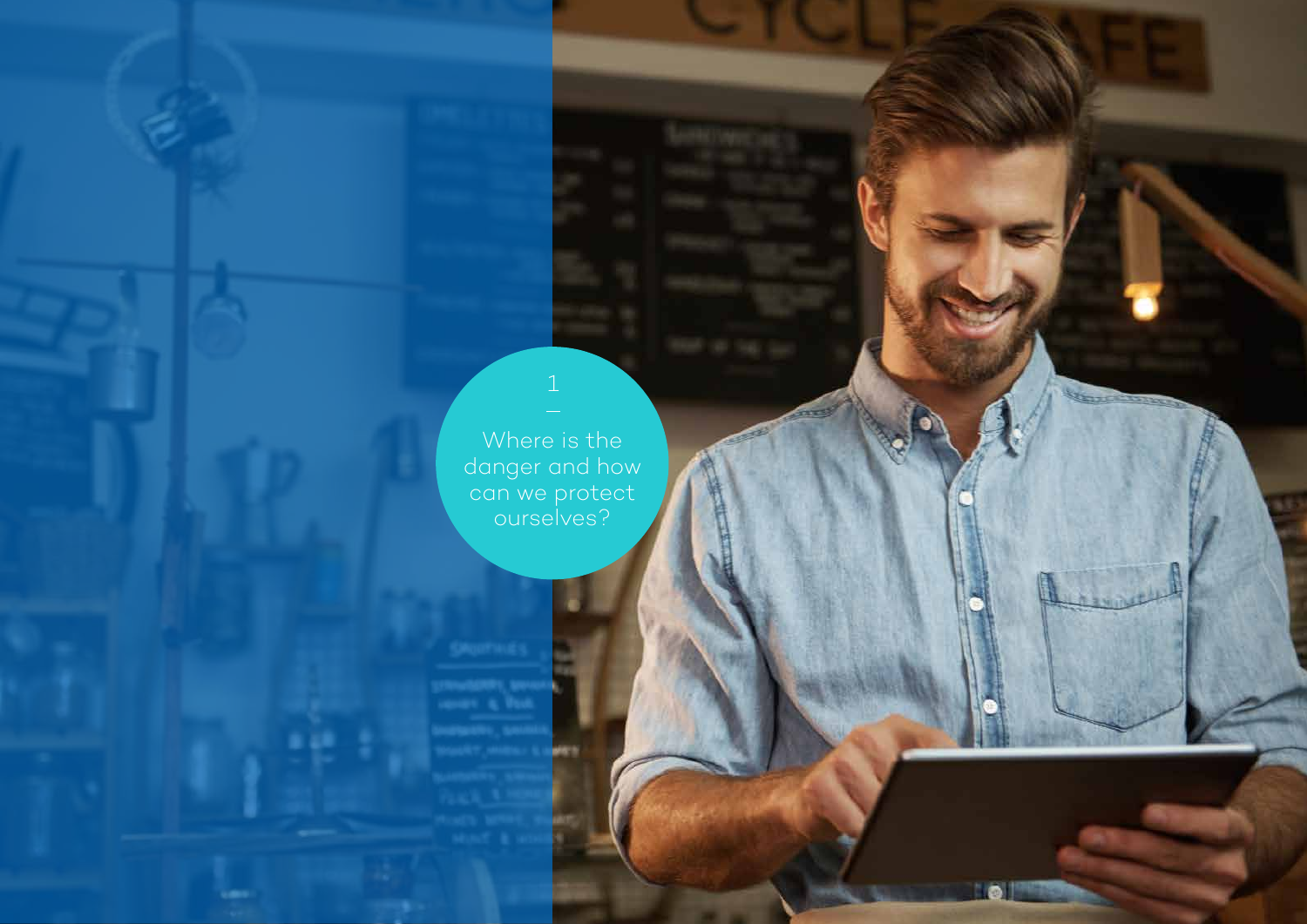# 1

## Where is the danger and how can we protect ourselves?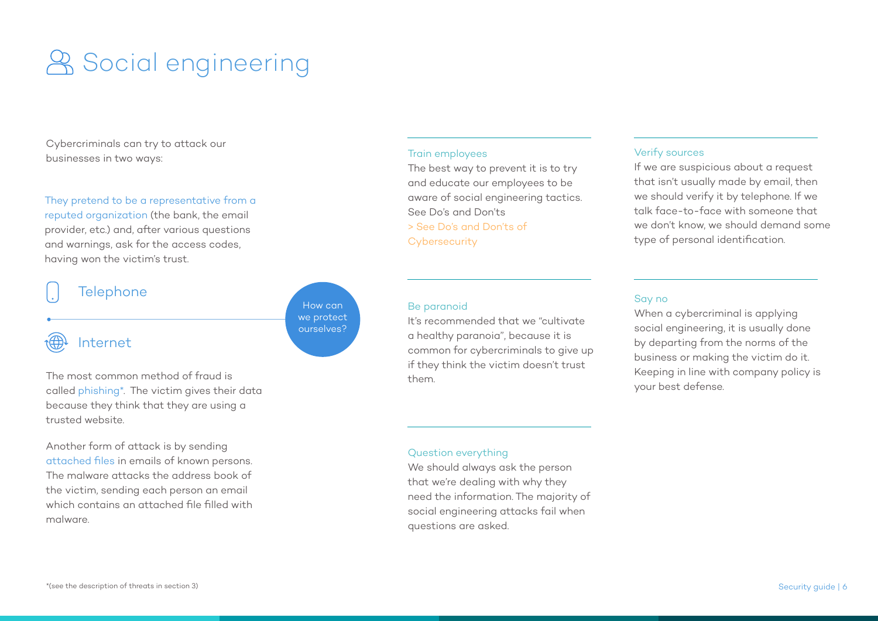# Social engineering

Cybercriminals can try to attack our businesses in two ways:

They pretend to be a representative from a reputed organization (the bank, the email provider, etc.) and, after various questions and warnings, ask for the access codes, having won the victim's trust.

## Telephone

## Internet

The most common method of fraud is called phishing*. The victim gives their data because they think that they are using a trusted website.

Another form of attack is by sending attached files in emails of known persons. The malware attacks the address book of the victim, sending each person an email which contains an attached file filled with malware.

## How can we protect ourselves?

### Train employees

The best way to prevent it is to try and educate our employees to be aware of social engineering tactics. See Do's and Don'ts

> See Do's and Don'ts of Cybersecurity

### Be paranoid

It's recommended that we "cultivate a healthy paranoia", because it is common for cybercriminals to give up if they think the victim doesn't trust them.

### Question everything

We should always ask the person that we're dealing with why they need the information. The majority of social engineering attacks fail when questions are asked.

### Verify sources

If we are suspicious about a request that isn't usually made by email, then we should verify it by telephone. If we talk face-to-face with someone that we don't know, we should demand some type of personal identification.

### Say no

When a cybercriminal is applying social engineering, it is usually done by departing from the norms of the business or making the victim do it. Keeping in line with company policy is your best defense.

*(see the description of threats in section 3)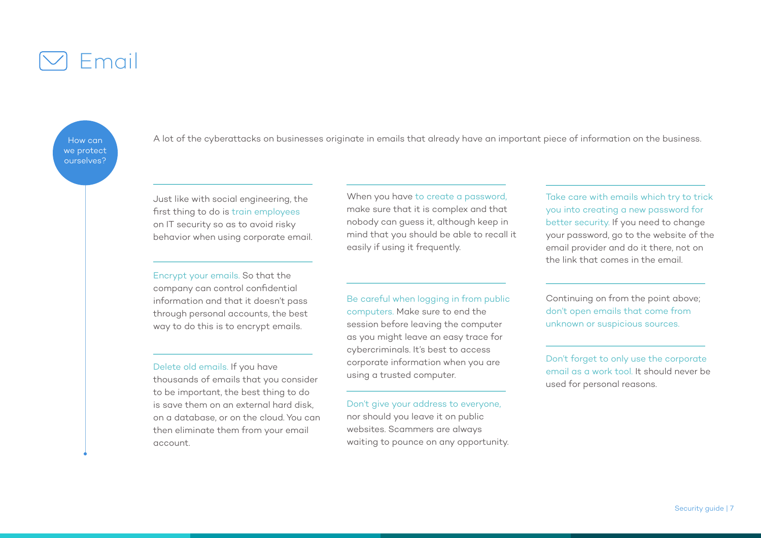# Email

**How can we protect ourselves?**

A lot of the cyberattacks on businesses originate in emails that already have an important piece of information on the business.

Just like with social engineering, the first thing to do is train employees on IT security so as to avoid risky behavior when using corporate email.

Encrypt your emails. So that the company can control confidential information and that it doesn't pass through personal accounts, the best way to do this is to encrypt emails.

Delete old emails. If you have thousands of emails that you consider to be important, the best thing to do is save them on an external hard disk, on a database, or on the cloud. You can then eliminate them from your email account.

When you have to create a password, make sure that it is complex and that nobody can guess it, although keep in mind that you should be able to recall it easily if using it frequently.

Be careful when logging in from public computers. Make sure to end the session before leaving the computer as you might leave an easy trace for cybercriminals. It's best to access corporate information when you are using a trusted computer.

Don't give your address to everyone, nor should you leave it on public websites. Scammers are always waiting to pounce on any opportunity.

Take care with emails which try to trick you into creating a new password for better security. If you need to change your password, go to the website of the email provider and do it there, not on the link that comes in the email.

Continuing on from the point above; don't open emails that come from unknown or suspicious sources.

Don't forget to only use the corporate email as a work tool. It should never be used for personal reasons.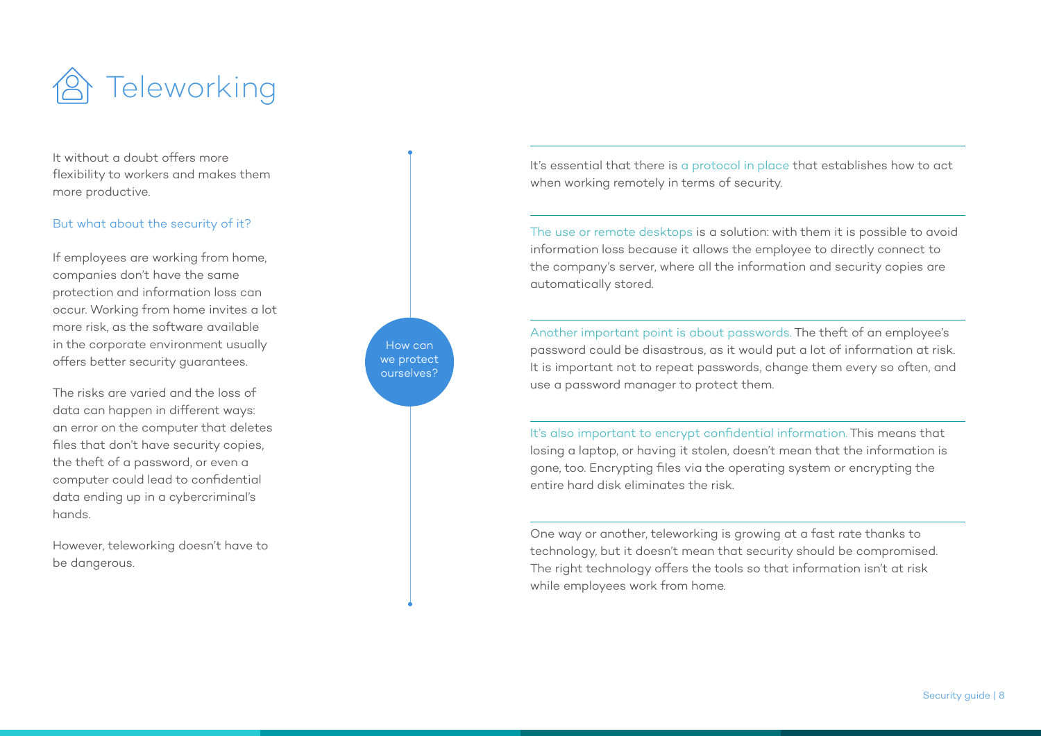# Teleworking

It without a doubt offers more flexibility to workers and makes them more productive.

But what about the security of it?

If employees are working from home, companies don't have the same protection and information loss can occur. Working from home invites a lot more risk, as the software available in the corporate environment usually offers better security guarantees.

The risks are varied and the loss of data can happen in different ways: an error on the computer that deletes files that don't have security copies, the theft of a password, or even a computer could lead to confidential data ending up in a cybercriminal's hands.

However, teleworking doesn't have to be dangerous.

How can we protect ourselves?

It's essential that there is a protocol in place that establishes how to act when working remotely in terms of security.

The use or remote desktops is a solution: with them it is possible to avoid information loss because it allows the employee to directly connect to the company's server, where all the information and security copies are automatically stored.

Another important point is about passwords. The theft of an employee's password could be disastrous, as it would put a lot of information at risk. It is important not to repeat passwords, change them every so often, and use a password manager to protect them.

It's also important to encrypt confidential information. This means that losing a laptop, or having it stolen, doesn't mean that the information is gone, too. Encrypting files via the operating system or encrypting the entire hard disk eliminates the risk.

One way or another, teleworking is growing at a fast rate thanks to technology, but it doesn't mean that security should be compromised. The right technology offers the tools so that information isn't at risk while employees work from home.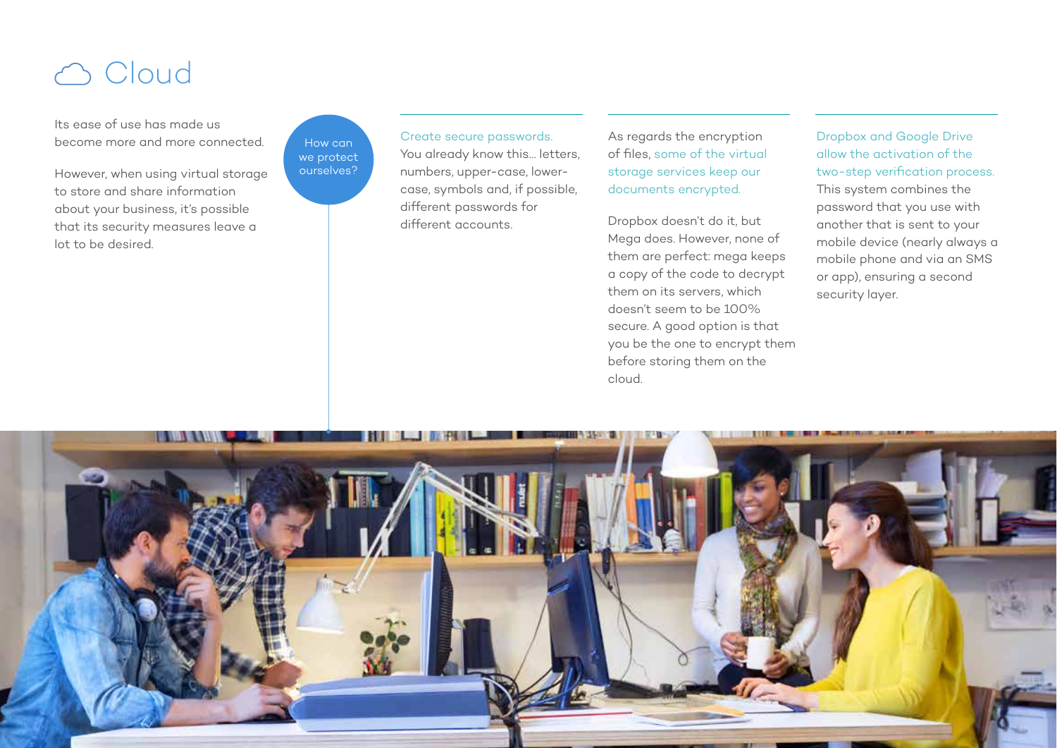# Cloud

Its ease of use has made us become more and more connected.

However, when using virtual storage to store and share information about your business, it's possible that its security measures leave a lot to be desired.

**How can we protect ourselves?**

Create secure passwords. You already know this... letters, numbers, upper-case, lower-case, symbols and, if possible, different passwords for different accounts.

As regards the encryption of files, some of the virtual storage services keep our documents encrypted.

Dropbox doesn't do it, but Mega does. However, none of them are perfect: mega keeps a copy of the code to decrypt them on its servers, which doesn't seem to be 100% secure. A good option is that you be the one to encrypt them before storing them on the cloud.

Dropbox and Google Drive allow the activation of the two-step verification process. This system combines the password that you use with another that is sent to your mobile device (nearly always a mobile phone and via an SMS or app), ensuring a second security layer.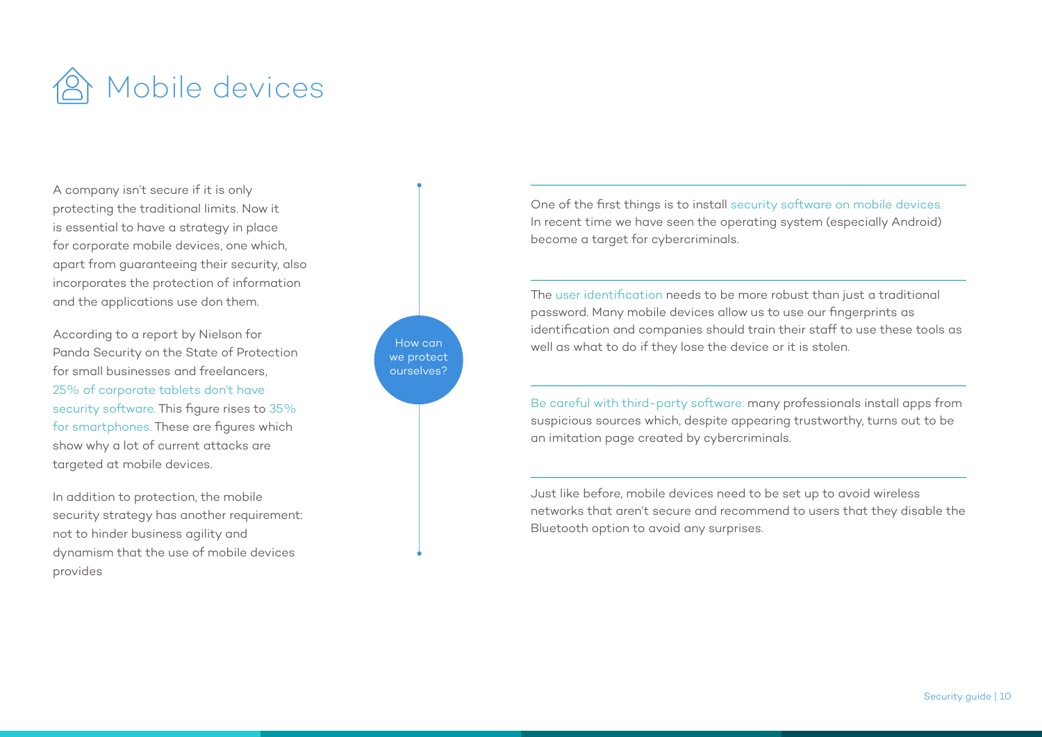# Mobile devices

A company isn't secure if it is only protecting the traditional limits. Now it is essential to have a strategy in place for corporate mobile devices, one which, apart from guaranteeing their security, also incorporates the protection of information and the applications use don them.

According to a report by Nielson for Panda Security on the State of Protection for small businesses and freelancers, 25% of corporate tablets don't have security software. This figure rises to 35% for smartphones. These are figures which show why a lot of current attacks are targeted at mobile devices.

In addition to protection, the mobile security strategy has another requirement: not to hinder business agility and dynamism that the use of mobile devices provides

## How can we protect ourselves?

One of the first things is to install security software on mobile devices. In recent time we have seen the operating system (especially Android) become a target for cybercriminals.

The user identification needs to be more robust than just a traditional password. Many mobile devices allow us to use our fingerprints as identification and companies should train their staff to use these tools as well as what to do if they lose the device or it is stolen.

Be careful with third-party software: many professionals install apps from suspicious sources which, despite appearing trustworthy, turns out to be an imitation page created by cybercriminals.

Just like before, mobile devices need to be set up to avoid wireless networks that aren't secure and recommend to users that they disable the Bluetooth option to avoid any surprises.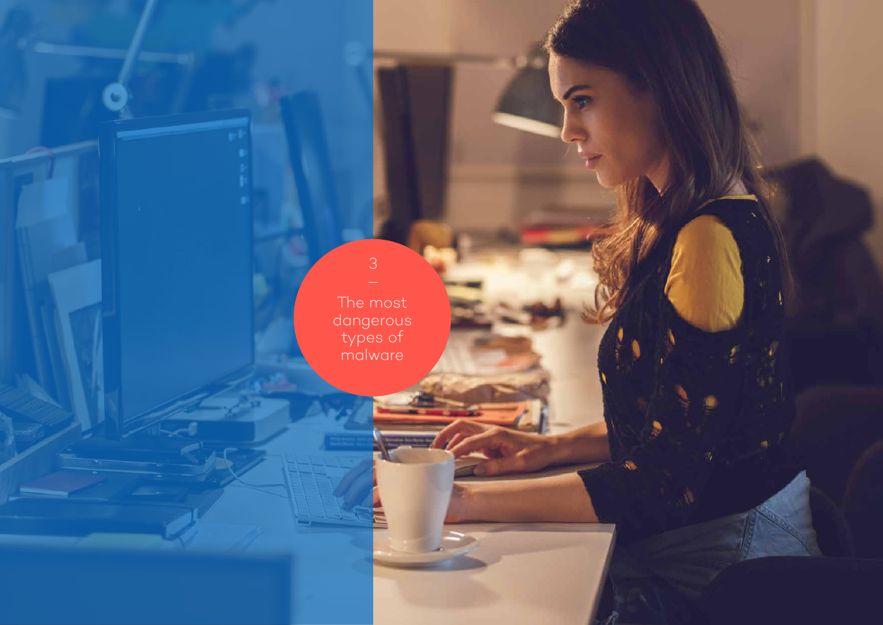3

—

# The most dangerous types of malware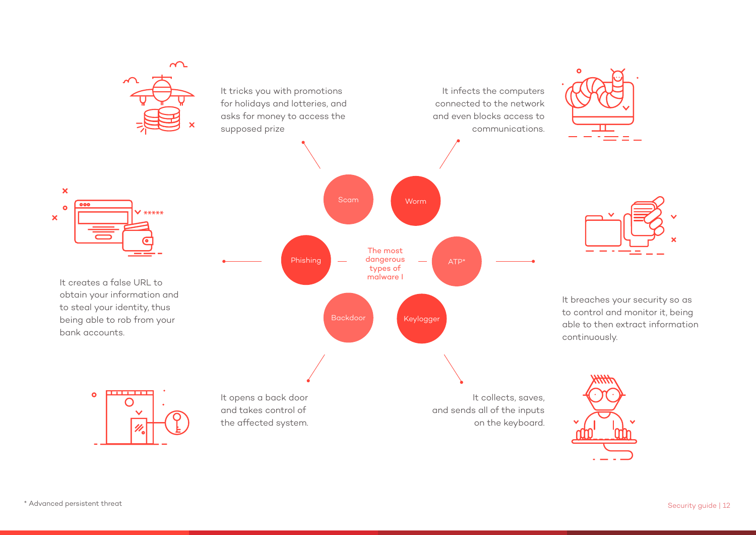## The most dangerous types of malware I

**Scam**

It tricks you with promotions for holidays and lotteries, and asks for money to access the supposed prize

**Worm**

It infects the computers connected to the network and even blocks access to communications.

**Phishing**

It creates a false URL to obtain your information and to steal your identity, thus being able to rob from your bank accounts.

**ATP***

It breaches your security so as to control and monitor it, being able to then extract information continuously.

**Backdoor**

It opens a back door and takes control of the affected system.

**Keylogger**

It collects, saves, and sends all of the inputs on the keyboard.

* Advanced persistent threat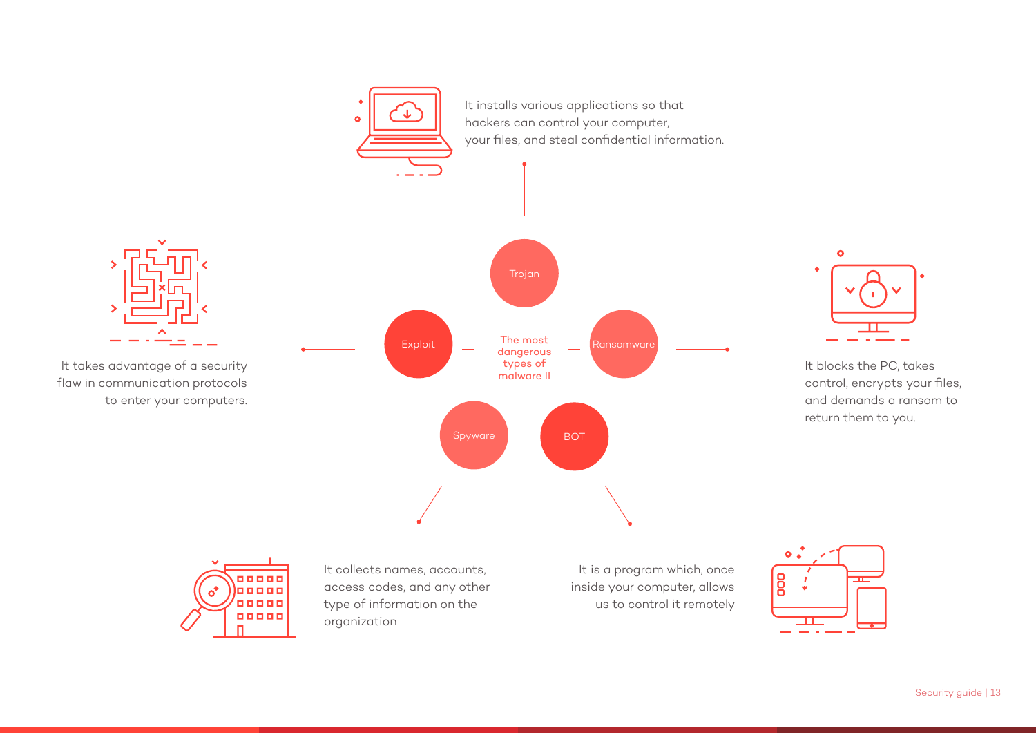## The most dangerous types of malware II

**Trojan**

It installs various applications so that hackers can control your computer, your files, and steal confidential information.

**Ransomware**

It blocks the PC, takes control, encrypts your files, and demands a ransom to return them to you.

**BOT**

It is a program which, once inside your computer, allows us to control it remotely

**Spyware**

It collects names, accounts, access codes, and any other type of information on the organization

**Exploit**

It takes advantage of a security flaw in communication protocols to enter your computers.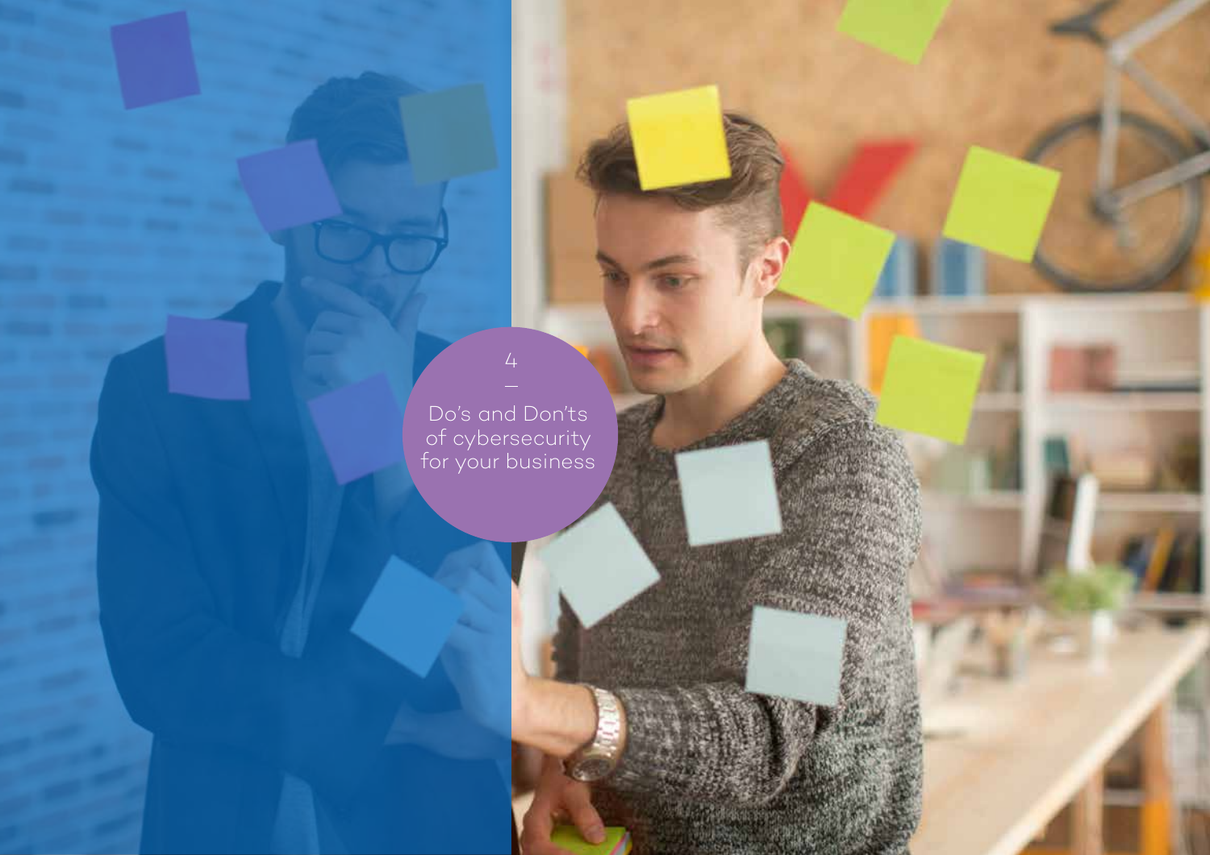4

—

# Do's and Don'ts of cybersecurity for your business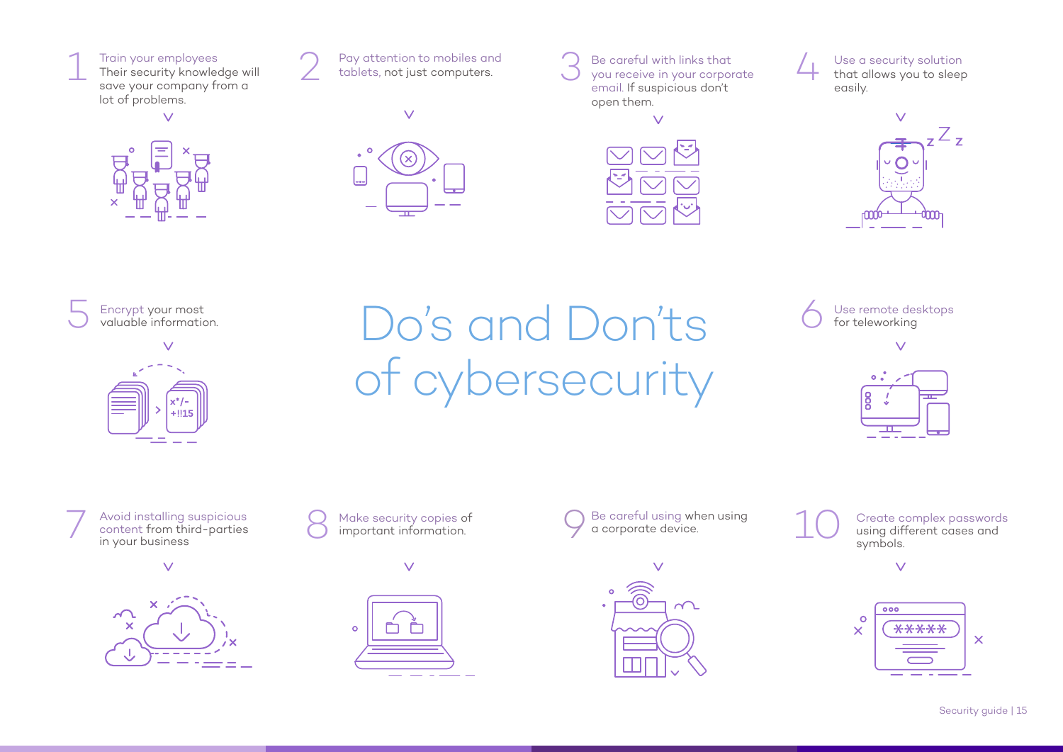# Do's and Don'ts of cybersecurity

1. **Train your employees**
   Their security knowledge will save your company from a lot of problems.

2. **Pay attention to mobiles and tablets,** not just computers.

3. **Be careful with links that you receive in your corporate email.** If suspicious don't open them.

4. **Use a security solution** that allows you to sleep easily.

5. **Encrypt** your most valuable information.

6. **Use remote desktops** for teleworking

7. **Avoid installing suspicious content** from third-parties in your business

8. **Make security copies** of important information.

9. **Be careful using** when using a corporate device.

10. **Create complex passwords** using different cases and symbols.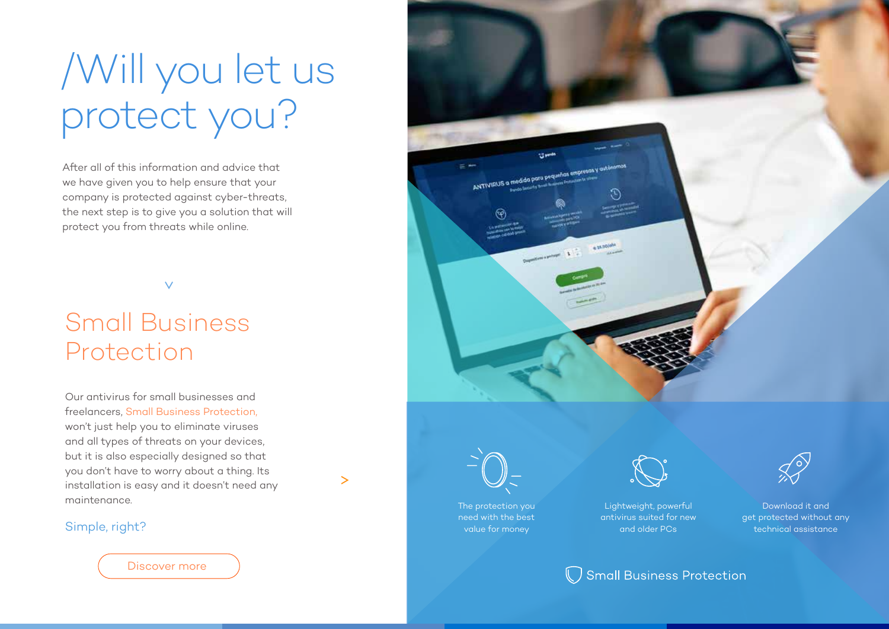# /Will you let us protect you?

After all of this information and advice that we have given you to help ensure that your company is protected against cyber-threats, the next step is to give you a solution that will protect you from threats while online.

## Small Business Protection

Our antivirus for small businesses and freelancers, Small Business Protection, won't just help you to eliminate viruses and all types of threats on your devices, but it is also especially designed so that you don't have to worry about a thing. Its installation is easy and it doesn't need any maintenance.

Simple, right?

Discover more

The protection you need with the best value for money

Lightweight, powerful antivirus suited for new and older PCs

Download it and get protected without any technical assistance

Small Business Protection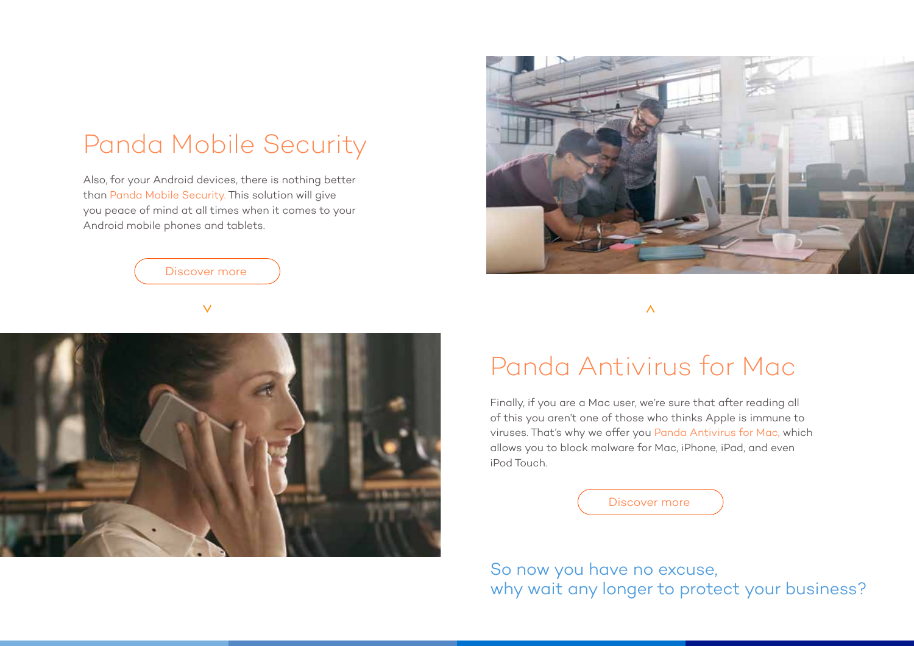## Panda Mobile Security

Also, for your Android devices, there is nothing better than Panda Mobile Security. This solution will give you peace of mind at all times when it comes to your Android mobile phones and tablets.

Discover more

## Panda Antivirus for Mac

Finally, if you are a Mac user, we're sure that after reading all of this you aren't one of those who thinks Apple is immune to viruses. That's why we offer you Panda Antivirus for Mac, which allows you to block malware for Mac, iPhone, iPad, and even iPod Touch.

Discover more

So now you have no excuse,
why wait any longer to protect your business?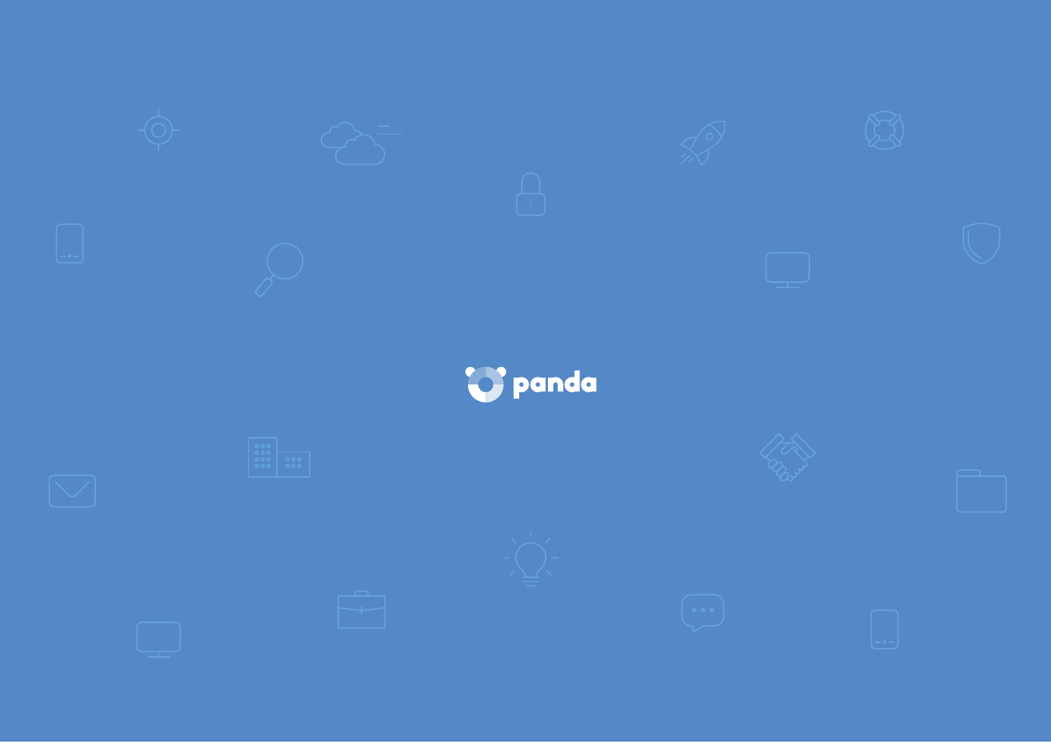panda